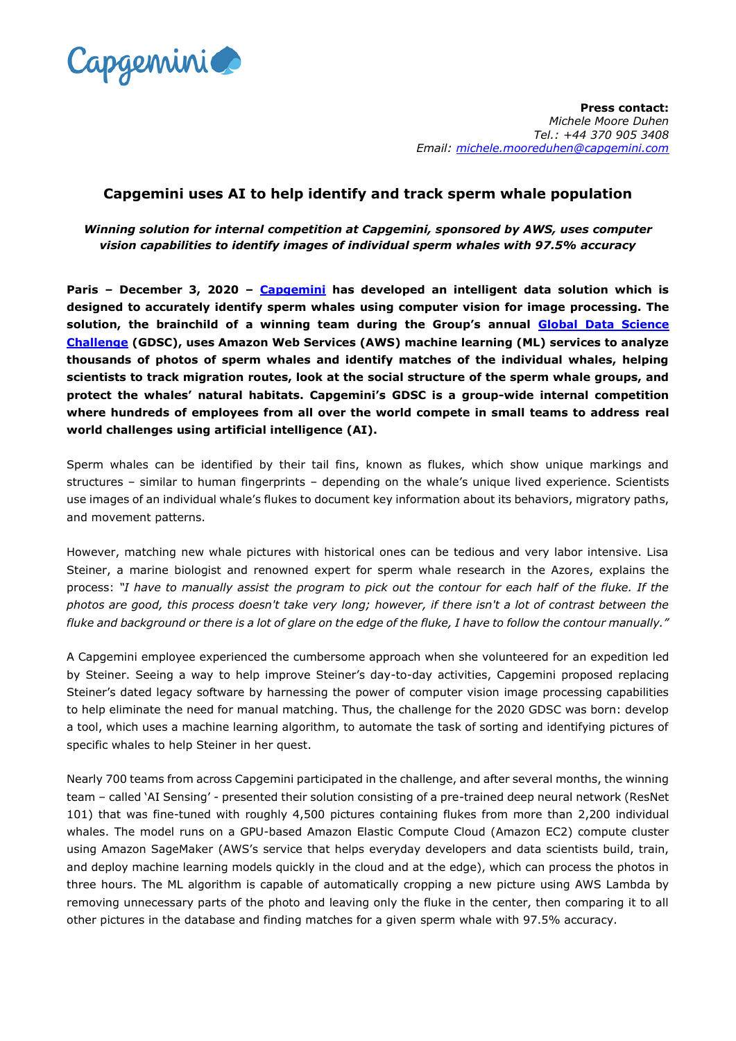**Press contact:**
*Michele Moore Duhen*
*Tel.: +44 370 905 3408*
*Email: [michele.mooreduhen@capgemini.com](mailto:michele.mooreduhen@capgemini.com)*

# Capgemini uses AI to help identify and track sperm whale population

***Winning solution for internal competition at Capgemini, sponsored by AWS, uses computer vision capabilities to identify images of individual sperm whales with 97.5% accuracy***

**Paris – December 3, 2020 – [Capgemini](#) has developed an intelligent data solution which is designed to accurately identify sperm whales using computer vision for image processing. The solution, the brainchild of a winning team during the Group's annual [Global Data Science Challenge](#) (GDSC), uses Amazon Web Services (AWS) machine learning (ML) services to analyze thousands of photos of sperm whales and identify matches of the individual whales, helping scientists to track migration routes, look at the social structure of the sperm whale groups, and protect the whales' natural habitats. Capgemini's GDSC is a group-wide internal competition where hundreds of employees from all over the world compete in small teams to address real world challenges using artificial intelligence (AI).**

Sperm whales can be identified by their tail fins, known as flukes, which show unique markings and structures – similar to human fingerprints – depending on the whale's unique lived experience. Scientists use images of an individual whale's flukes to document key information about its behaviors, migratory paths, and movement patterns.

However, matching new whale pictures with historical ones can be tedious and very labor intensive. Lisa Steiner, a marine biologist and renowned expert for sperm whale research in the Azores, explains the process: *"I have to manually assist the program to pick out the contour for each half of the fluke. If the photos are good, this process doesn't take very long; however, if there isn't a lot of contrast between the fluke and background or there is a lot of glare on the edge of the fluke, I have to follow the contour manually."*

A Capgemini employee experienced the cumbersome approach when she volunteered for an expedition led by Steiner. Seeing a way to help improve Steiner's day-to-day activities, Capgemini proposed replacing Steiner's dated legacy software by harnessing the power of computer vision image processing capabilities to help eliminate the need for manual matching. Thus, the challenge for the 2020 GDSC was born: develop a tool, which uses a machine learning algorithm, to automate the task of sorting and identifying pictures of specific whales to help Steiner in her quest.

Nearly 700 teams from across Capgemini participated in the challenge, and after several months, the winning team – called 'AI Sensing' - presented their solution consisting of a pre-trained deep neural network (ResNet 101) that was fine-tuned with roughly 4,500 pictures containing flukes from more than 2,200 individual whales. The model runs on a GPU-based Amazon Elastic Compute Cloud (Amazon EC2) compute cluster using Amazon SageMaker (AWS's service that helps everyday developers and data scientists build, train, and deploy machine learning models quickly in the cloud and at the edge), which can process the photos in three hours. The ML algorithm is capable of automatically cropping a new picture using AWS Lambda by removing unnecessary parts of the photo and leaving only the fluke in the center, then comparing it to all other pictures in the database and finding matches for a given sperm whale with 97.5% accuracy.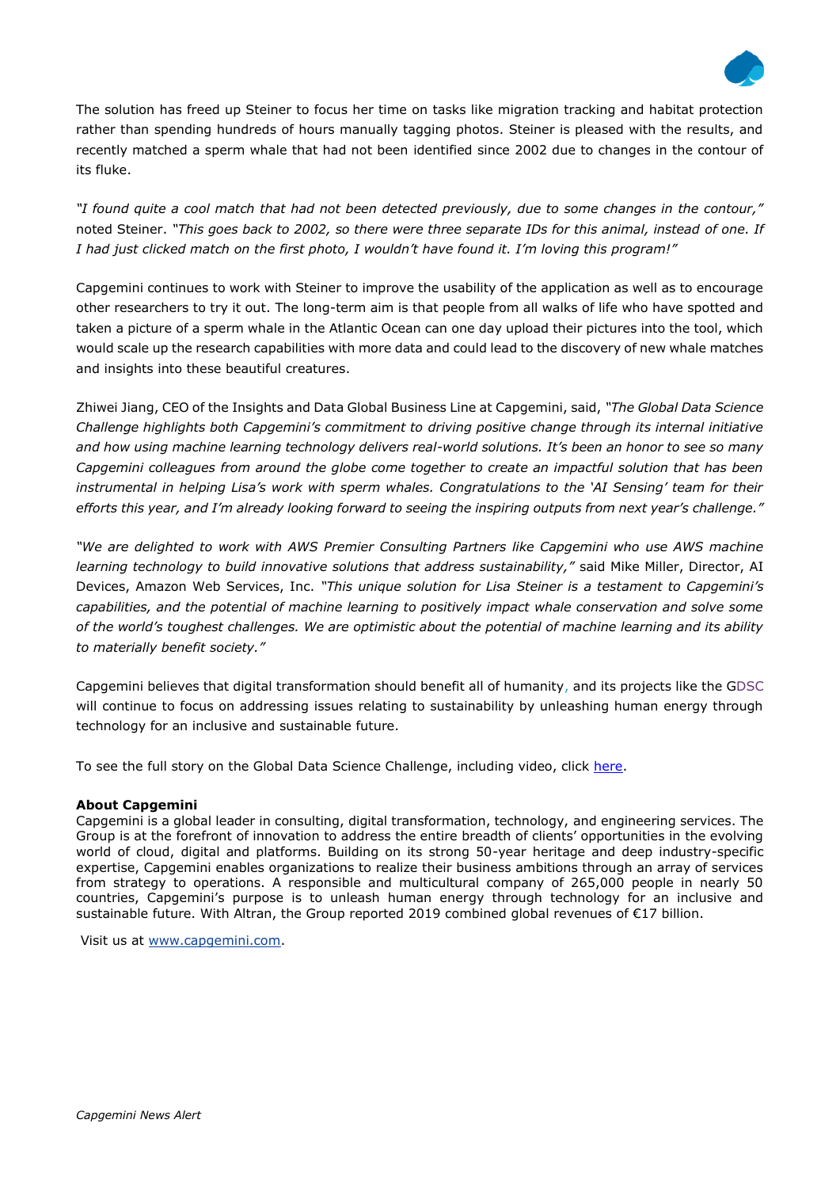The solution has freed up Steiner to focus her time on tasks like migration tracking and habitat protection rather than spending hundreds of hours manually tagging photos. Steiner is pleased with the results, and recently matched a sperm whale that had not been identified since 2002 due to changes in the contour of its fluke.

*"I found quite a cool match that had not been detected previously, due to some changes in the contour,"* noted Steiner. *"This goes back to 2002, so there were three separate IDs for this animal, instead of one. If I had just clicked match on the first photo, I wouldn't have found it. I'm loving this program!"*

Capgemini continues to work with Steiner to improve the usability of the application as well as to encourage other researchers to try it out. The long-term aim is that people from all walks of life who have spotted and taken a picture of a sperm whale in the Atlantic Ocean can one day upload their pictures into the tool, which would scale up the research capabilities with more data and could lead to the discovery of new whale matches and insights into these beautiful creatures.

Zhiwei Jiang, CEO of the Insights and Data Global Business Line at Capgemini, said, *"The Global Data Science Challenge highlights both Capgemini's commitment to driving positive change through its internal initiative and how using machine learning technology delivers real-world solutions. It's been an honor to see so many Capgemini colleagues from around the globe come together to create an impactful solution that has been instrumental in helping Lisa's work with sperm whales. Congratulations to the 'AI Sensing' team for their efforts this year, and I'm already looking forward to seeing the inspiring outputs from next year's challenge."*

*"We are delighted to work with AWS Premier Consulting Partners like Capgemini who use AWS machine learning technology to build innovative solutions that address sustainability,"* said Mike Miller, Director, AI Devices, Amazon Web Services, Inc. *"This unique solution for Lisa Steiner is a testament to Capgemini's capabilities, and the potential of machine learning to positively impact whale conservation and solve some of the world's toughest challenges. We are optimistic about the potential of machine learning and its ability to materially benefit society."*

Capgemini believes that digital transformation should benefit all of humanity, and its projects like the GDSC will continue to focus on addressing issues relating to sustainability by unleashing human energy through technology for an inclusive and sustainable future.

To see the full story on the Global Data Science Challenge, including video, click [here](#).

**About Capgemini**
Capgemini is a global leader in consulting, digital transformation, technology, and engineering services. The Group is at the forefront of innovation to address the entire breadth of clients' opportunities in the evolving world of cloud, digital and platforms. Building on its strong 50-year heritage and deep industry-specific expertise, Capgemini enables organizations to realize their business ambitions through an array of services from strategy to operations. A responsible and multicultural company of 265,000 people in nearly 50 countries, Capgemini's purpose is to unleash human energy through technology for an inclusive and sustainable future. With Altran, the Group reported 2019 combined global revenues of €17 billion.

Visit us at [www.capgemini.com](http://www.capgemini.com).